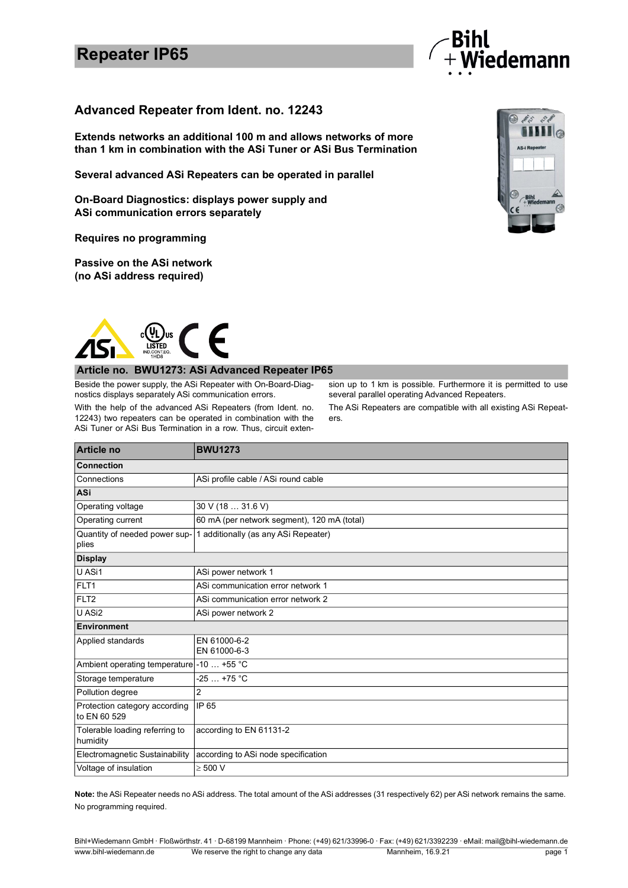# Repeater IP65

## Advanced Repeater from Ident. no. 12243

**Extends networks an additional 100 m and allows networks of more than 1 km in combination with the ASi Tuner or ASi Bus Termination**

**Several advanced ASi Repeaters can be operated in parallel**

**On-Board Diagnostics: displays power supply and ASi communication errors separately**

**Requires no programming**

**Passive on the ASi network (no ASi address required)**

## Article no. BWU1273: ASi Advanced Repeater IP65

Beside the power supply, the ASi Repeater with On-Board-Diagnostics displays separately ASi communication errors.

With the help of the advanced ASi Repeaters (from Ident. no. 12243) two repeaters can be operated in combination with the ASi Tuner or ASi Bus Termination in a row. Thus, circuit extension up to 1 km is possible. Furthermore it is permitted to use several parallel operating Advanced Repeaters.

The ASi Repeaters are compatible with all existing ASi Repeaters.

| Article no | BWU1273 |
|---|---|
| **Connection** | |
| Connections | ASi profile cable / ASi round cable |
| **ASi** | |
| Operating voltage | 30 V (18 … 31.6 V) |
| Operating current | 60 mA (per network segment), 120 mA (total) |
| Quantity of needed power supplies | 1 additionally (as any ASi Repeater) |
| **Display** | |
| U ASi1 | ASi power network 1 |
| FLT1 | ASi communication error network 1 |
| FLT2 | ASi communication error network 2 |
| U ASi2 | ASi power network 2 |
| **Environment** | |
| Applied standards | EN 61000-6-2<br>EN 61000-6-3 |
| Ambient operating temperature | -10 … +55 °C |
| Storage temperature | -25 … +75 °C |
| Pollution degree | 2 |
| Protection category according to EN 60 529 | IP 65 |
| Tolerable loading referring to humidity | according to EN 61131-2 |
| Electromagnetic Sustainability | according to ASi node specification |
| Voltage of insulation | ≥ 500 V |

**Note:** the ASi Repeater needs no ASi address. The total amount of the ASi addresses (31 respectively 62) per ASi network remains the same. No programming required.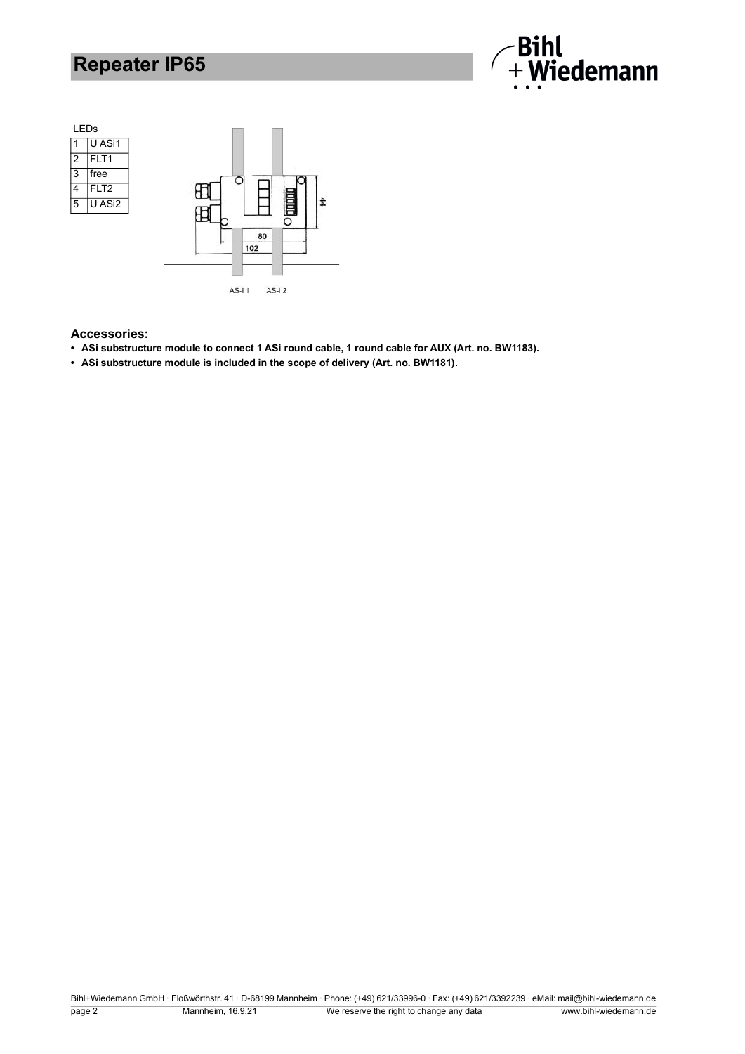# Repeater IP65

LEDs

| | |
|---|---|
| 1 | U ASi1 |
| 2 | FLT1 |
| 3 | free |
| 4 | FLT2 |
| 5 | U ASi2 |

44

80

102

AS-i 1 AS-i 2

### Accessories:

- **ASi substructure module to connect 1 ASi round cable, 1 round cable for AUX (Art. no. BW1183).**
- **ASi substructure module is included in the scope of delivery (Art. no. BW1181).**